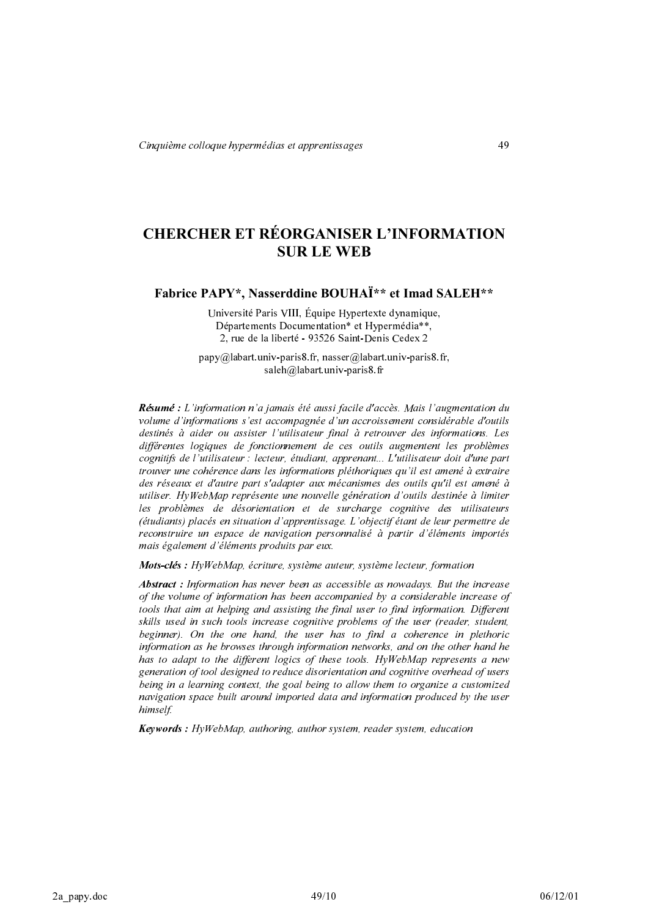# CHERCHER ET RÉORGANISER L'INFORMATION SUR LE WEB

**Fabrice PAPY\*, Nasserddine BOUHAÏ\*\* et Imad SALEH\*\***

Université Paris VIII, Équipe Hypertexte dynamique,
Départements Documentation* et Hypermédia**,
2, rue de la liberté - 93526 Saint-Denis Cedex 2

papy@labart.univ-paris8.fr, nasser@labart.univ-paris8.fr,
saleh@labart.univ-paris8.fr

***Résumé :*** *L'information n'a jamais été aussi facile d'accès. Mais l'augmentation du volume d'informations s'est accompagnée d'un accroissement considérable d'outils destinés à aider ou assister l'utilisateur final à retrouver des informations. Les différentes logiques de fonctionnement de ces outils augmentent les problèmes cognitifs de l'utilisateur : lecteur, étudiant, apprenant... L'utilisateur doit d'une part trouver une cohérence dans les informations pléthoriques qu'il est amené à extraire des réseaux et d'autre part s'adapter aux mécanismes des outils qu'il est amené à utiliser. HyWebMap représente une nouvelle génération d'outils destinée à limiter les problèmes de désorientation et de surcharge cognitive des utilisateurs (étudiants) placés en situation d'apprentissage. L'objectif étant de leur permettre de reconstruire un espace de navigation personnalisé à partir d'éléments importés mais également d'éléments produits par eux.*

***Mots-clés :*** *HyWebMap, écriture, système auteur, système lecteur, formation*

***Abstract :*** *Information has never been as accessible as nowadays. But the increase of the volume of information has been accompanied by a considerable increase of tools that aim at helping and assisting the final user to find information. Different skills used in such tools increase cognitive problems of the user (reader, student, beginner). On the one hand, the user has to find a coherence in plethoric information as he browses through information networks, and on the other hand he has to adapt to the different logics of these tools. HyWebMap represents a new generation of tool designed to reduce disorientation and cognitive overhead of users being in a learning context, the goal being to allow them to organize a customized navigation space built around imported data and information produced by the user himself.*

***Keywords :*** *HyWebMap, authoring, author system, reader system, education*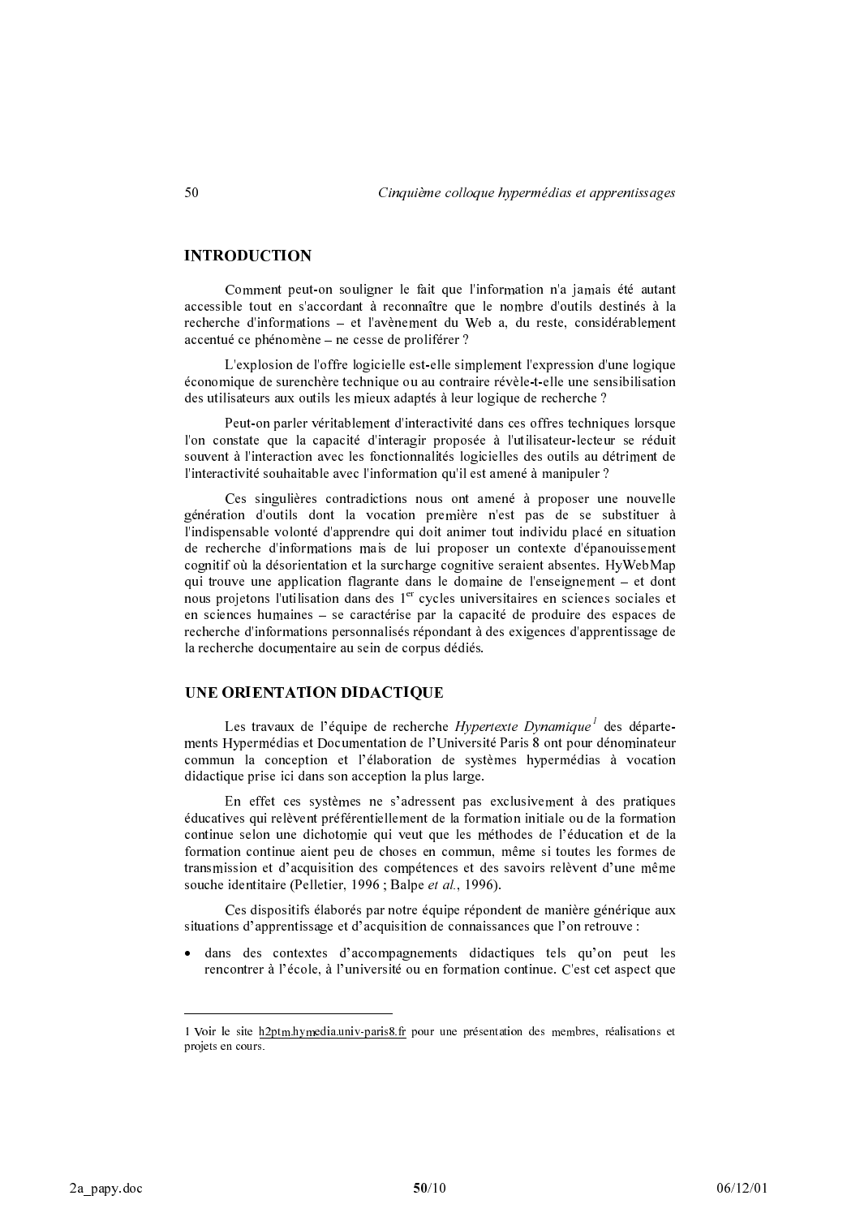## INTRODUCTION

Comment peut-on souligner le fait que l'information n'a jamais été autant accessible tout en s'accordant à reconnaître que le nombre d'outils destinés à la recherche d'informations – et l'avènement du Web a, du reste, considérablement accentué ce phénomène – ne cesse de proliférer ?

L'explosion de l'offre logicielle est-elle simplement l'expression d'une logique économique de surenchère technique ou au contraire révèle-t-elle une sensibilisation des utilisateurs aux outils les mieux adaptés à leur logique de recherche ?

Peut-on parler véritablement d'interactivité dans ces offres techniques lorsque l'on constate que la capacité d'interagir proposée à l'utilisateur-lecteur se réduit souvent à l'interaction avec les fonctionnalités logicielles des outils au détriment de l'interactivité souhaitable avec l'information qu'il est amené à manipuler ?

Ces singulières contradictions nous ont amené à proposer une nouvelle génération d'outils dont la vocation première n'est pas de se substituer à l'indispensable volonté d'apprendre qui doit animer tout individu placé en situation de recherche d'informations mais de lui proposer un contexte d'épanouissement cognitif où la désorientation et la surcharge cognitive seraient absentes. HyWebMap qui trouve une application flagrante dans le domaine de l'enseignement – et dont nous projetons l'utilisation dans des 1[er] cycles universitaires en sciences sociales et en sciences humaines – se caractérise par la capacité de produire des espaces de recherche d'informations personnalisés répondant à des exigences d'apprentissage de la recherche documentaire au sein de corpus dédiés.

## UNE ORIENTATION DIDACTIQUE

Les travaux de l'équipe de recherche *Hypertexte Dynamique*[1] des départements Hypermédias et Documentation de l'Université Paris 8 ont pour dénominateur commun la conception et l'élaboration de systèmes hypermédias à vocation didactique prise ici dans son acception la plus large.

En effet ces systèmes ne s'adressent pas exclusivement à des pratiques éducatives qui relèvent préférentiellement de la formation initiale ou de la formation continue selon une dichotomie qui veut que les méthodes de l'éducation et de la formation continue aient peu de choses en commun, même si toutes les formes de transmission et d'acquisition des compétences et des savoirs relèvent d'une même souche identitaire (Pelletier, 1996 ; Balpe *et al.*, 1996).

Ces dispositifs élaborés par notre équipe répondent de manière générique aux situations d'apprentissage et d'acquisition de connaissances que l'on retrouve :

- dans des contextes d'accompagnements didactiques tels qu'on peut les rencontrer à l'école, à l'université ou en formation continue. C'est cet aspect que

---

1 Voir le site h2ptm.hymedia.univ-paris8.fr pour une présentation des membres, réalisations et projets en cours.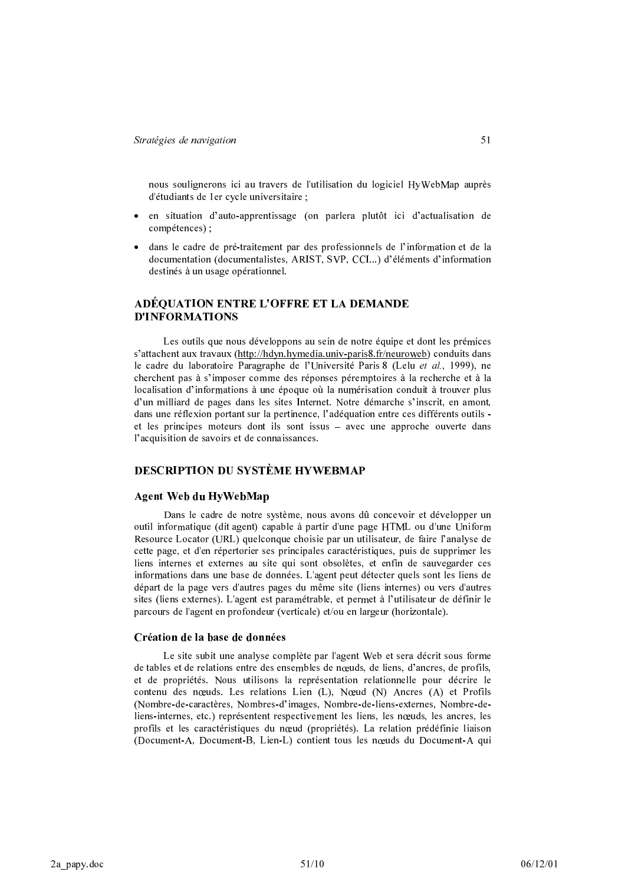nous soulignerons ici au travers de l'utilisation du logiciel HyWebMap auprès d'étudiants de 1er cycle universitaire ;

- en situation d'auto-apprentissage (on parlera plutôt ici d'actualisation de compétences) ;
- dans le cadre de pré-traitement par des professionnels de l'information et de la documentation (documentalistes, ARIST, SVP, CCI...) d'éléments d'information destinés à un usage opérationnel.

## ADÉQUATION ENTRE L'OFFRE ET LA DEMANDE D'INFORMATIONS

Les outils que nous développons au sein de notre équipe et dont les prémices s'attachent aux travaux (http://hdyn.hymedia.univ-paris8.fr/neuroweb) conduits dans le cadre du laboratoire Paragraphe de l'Université Paris 8 (Lelu *et al.*, 1999), ne cherchent pas à s'imposer comme des réponses péremptoires à la recherche et à la localisation d'informations à une époque où la numérisation conduit à trouver plus d'un milliard de pages dans les sites Internet. Notre démarche s'inscrit, en amont, dans une réflexion portant sur la pertinence, l'adéquation entre ces différents outils - et les principes moteurs dont ils sont issus – avec une approche ouverte dans l'acquisition de savoirs et de connaissances.

## DESCRIPTION DU SYSTÈME HYWEBMAP

### Agent Web du HyWebMap

Dans le cadre de notre système, nous avons dû concevoir et développer un outil informatique (dit agent) capable à partir d'une page HTML ou d'une Uniform Resource Locator (URL) quelconque choisie par un utilisateur, de faire l'analyse de cette page, et d'en répertorier ses principales caractéristiques, puis de supprimer les liens internes et externes au site qui sont obsolètes, et enfin de sauvegarder ces informations dans une base de données. L'agent peut détecter quels sont les liens de départ de la page vers d'autres pages du même site (liens internes) ou vers d'autres sites (liens externes). L'agent est paramétrable, et permet à l'utilisateur de définir le parcours de l'agent en profondeur (verticale) et/ou en largeur (horizontale).

### Création de la base de données

Le site subit une analyse complète par l'agent Web et sera décrit sous forme de tables et de relations entre des ensembles de nœuds, de liens, d'ancres, de profils, et de propriétés. Nous utilisons la représentation relationnelle pour décrire le contenu des nœuds. Les relations Lien (L), Nœud (N) Ancres (A) et Profils (Nombre-de-caractères, Nombres-d'images, Nombre-de-liens-externes, Nombre-de-liens-internes, etc.) représentent respectivement les liens, les nœuds, les ancres, les profils et les caractéristiques du nœud (propriétés). La relation prédéfinie liaison (Document-A, Document-B, Lien-L) contient tous les nœuds du Document-A qui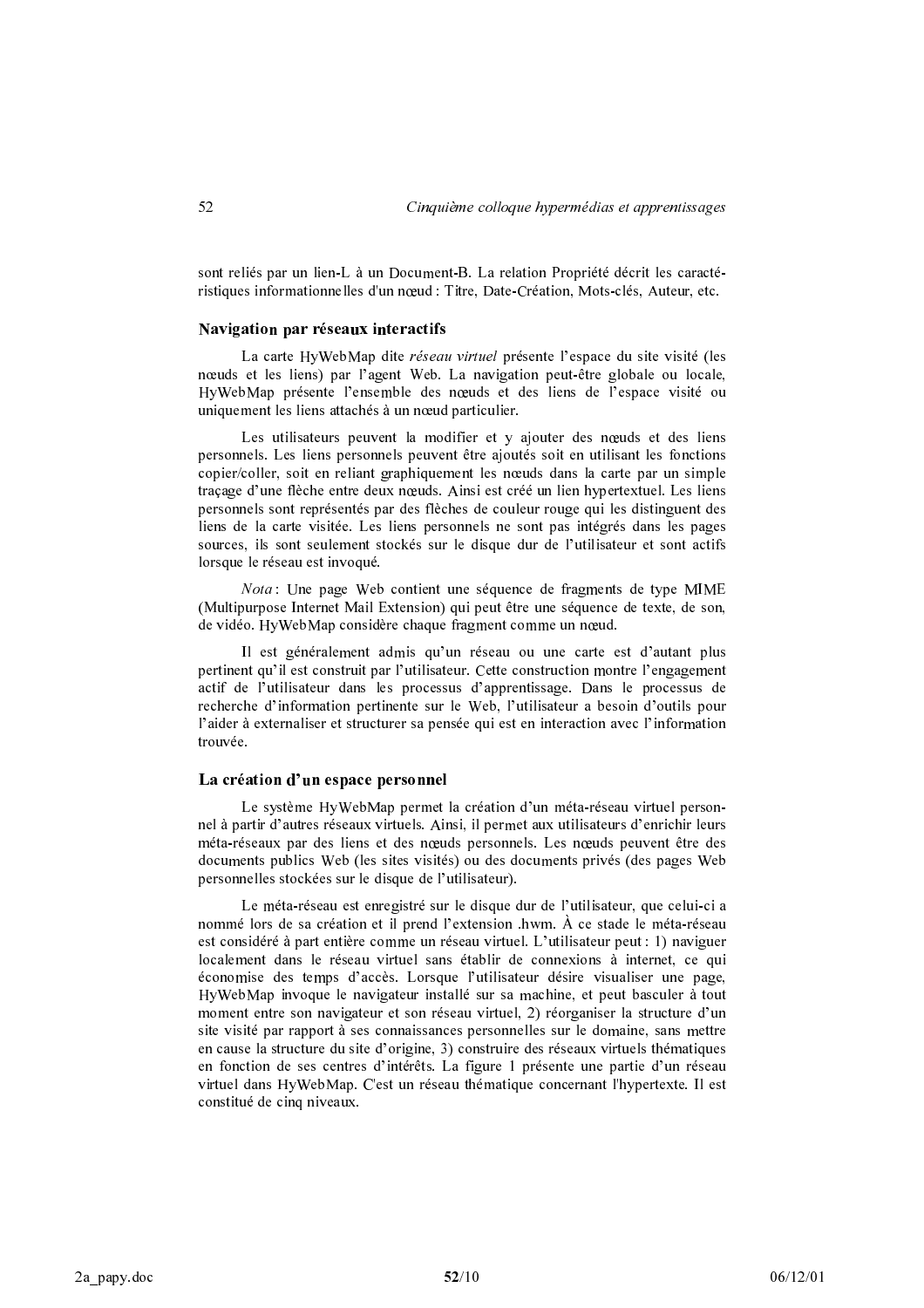sont reliés par un lien-L à un Document-B. La relation Propriété décrit les caractéristiques informationnelles d'un nœud : Titre, Date-Création, Mots-clés, Auteur, etc.

### Navigation par réseaux interactifs

La carte HyWebMap dite *réseau virtuel* présente l'espace du site visité (les nœuds et les liens) par l'agent Web. La navigation peut-être globale ou locale, HyWebMap présente l'ensemble des nœuds et des liens de l'espace visité ou uniquement les liens attachés à un nœud particulier.

Les utilisateurs peuvent la modifier et y ajouter des nœuds et des liens personnels. Les liens personnels peuvent être ajoutés soit en utilisant les fonctions copier/coller, soit en reliant graphiquement les nœuds dans la carte par un simple traçage d'une flèche entre deux nœuds. Ainsi est créé un lien hypertextuel. Les liens personnels sont représentés par des flèches de couleur rouge qui les distinguent des liens de la carte visitée. Les liens personnels ne sont pas intégrés dans les pages sources, ils sont seulement stockés sur le disque dur de l'utilisateur et sont actifs lorsque le réseau est invoqué.

*Nota* : Une page Web contient une séquence de fragments de type MIME (Multipurpose Internet Mail Extension) qui peut être une séquence de texte, de son, de vidéo. HyWebMap considère chaque fragment comme un nœud.

Il est généralement admis qu'un réseau ou une carte est d'autant plus pertinent qu'il est construit par l'utilisateur. Cette construction montre l'engagement actif de l'utilisateur dans les processus d'apprentissage. Dans le processus de recherche d'information pertinente sur le Web, l'utilisateur a besoin d'outils pour l'aider à externaliser et structurer sa pensée qui est en interaction avec l'information trouvée.

### La création d'un espace personnel

Le système HyWebMap permet la création d'un méta-réseau virtuel personnel à partir d'autres réseaux virtuels. Ainsi, il permet aux utilisateurs d'enrichir leurs méta-réseaux par des liens et des nœuds personnels. Les nœuds peuvent être des documents publics Web (les sites visités) ou des documents privés (des pages Web personnelles stockées sur le disque de l'utilisateur).

Le méta-réseau est enregistré sur le disque dur de l'utilisateur, que celui-ci a nommé lors de sa création et il prend l'extension .hwm. À ce stade le méta-réseau est considéré à part entière comme un réseau virtuel. L'utilisateur peut : 1) naviguer localement dans le réseau virtuel sans établir de connexions à internet, ce qui économise des temps d'accès. Lorsque l'utilisateur désire visualiser une page, HyWebMap invoque le navigateur installé sur sa machine, et peut basculer à tout moment entre son navigateur et son réseau virtuel, 2) réorganiser la structure d'un site visité par rapport à ses connaissances personnelles sur le domaine, sans mettre en cause la structure du site d'origine, 3) construire des réseaux virtuels thématiques en fonction de ses centres d'intérêts. La figure 1 présente une partie d'un réseau virtuel dans HyWebMap. C'est un réseau thématique concernant l'hypertexte. Il est constitué de cinq niveaux.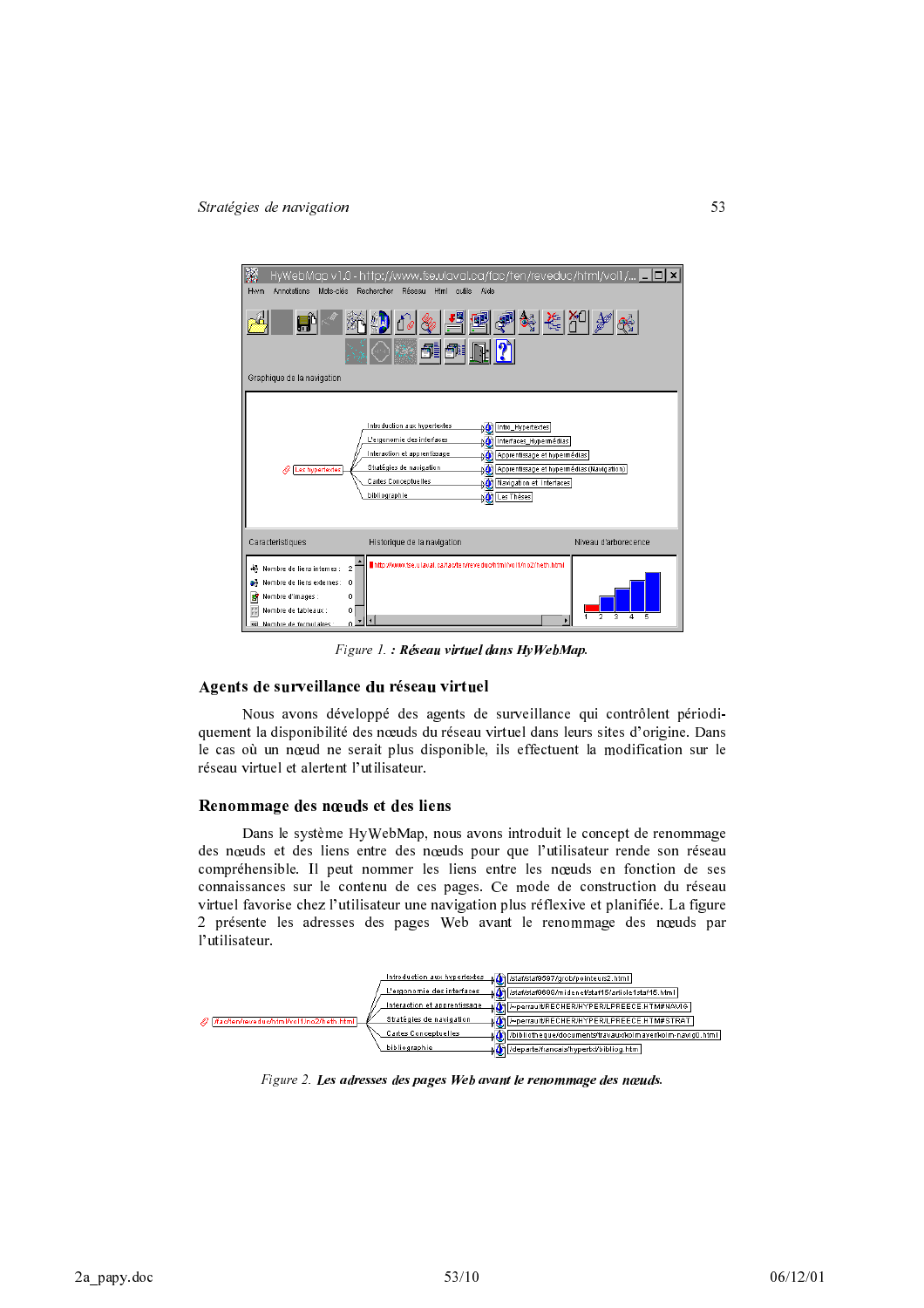*Figure 1.* ***: Réseau virtuel dans HyWebMap.***

## Agents de surveillance du réseau virtuel

Nous avons développé des agents de surveillance qui contrôlent périodiquement la disponibilité des nœuds du réseau virtuel dans leurs sites d'origine. Dans le cas où un nœud ne serait plus disponible, ils effectuent la modification sur le réseau virtuel et alertent l'utilisateur.

## Renommage des nœuds et des liens

Dans le système HyWebMap, nous avons introduit le concept de renommage des nœuds et des liens entre des nœuds pour que l'utilisateur rende son réseau compréhensible. Il peut nommer les liens entre les nœuds en fonction de ses connaissances sur le contenu de ces pages. Ce mode de construction du réseau virtuel favorise chez l'utilisateur une navigation plus réflexive et planifiée. La figure 2 présente les adresses des pages Web avant le renommage des nœuds par l'utilisateur.

*Figure 2.* ***Les adresses des pages Web avant le renommage des nœuds.***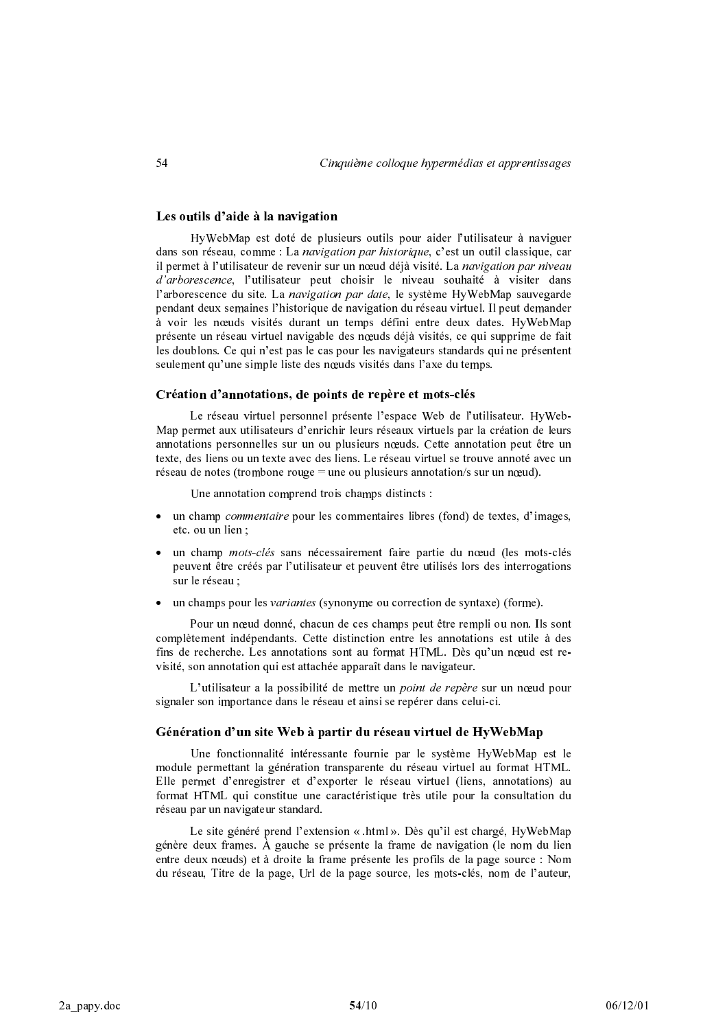### Les outils d'aide à la navigation

HyWebMap est doté de plusieurs outils pour aider l'utilisateur à naviguer dans son réseau, comme : La *navigation par historique*, c'est un outil classique, car il permet à l'utilisateur de revenir sur un nœud déjà visité. La *navigation par niveau d'arborescence*, l'utilisateur peut choisir le niveau souhaité à visiter dans l'arborescence du site. La *navigation par date*, le système HyWebMap sauvegarde pendant deux semaines l'historique de navigation du réseau virtuel. Il peut demander à voir les nœuds visités durant un temps défini entre deux dates. HyWebMap présente un réseau virtuel navigable des nœuds déjà visités, ce qui supprime de fait les doublons. Ce qui n'est pas le cas pour les navigateurs standards qui ne présentent seulement qu'une simple liste des nœuds visités dans l'axe du temps.

### Création d'annotations, de points de repère et mots-clés

Le réseau virtuel personnel présente l'espace Web de l'utilisateur. HyWebMap permet aux utilisateurs d'enrichir leurs réseaux virtuels par la création de leurs annotations personnelles sur un ou plusieurs nœuds. Cette annotation peut être un texte, des liens ou un texte avec des liens. Le réseau virtuel se trouve annoté avec un réseau de notes (trombone rouge = une ou plusieurs annotation/s sur un nœud).

Une annotation comprend trois champs distincts :

- un champ *commentaire* pour les commentaires libres (fond) de textes, d'images, etc. ou un lien ;
- un champ *mots-clés* sans nécessairement faire partie du nœud (les mots-clés peuvent être créés par l'utilisateur et peuvent être utilisés lors des interrogations sur le réseau ;
- un champs pour les *variantes* (synonyme ou correction de syntaxe) (forme).

Pour un nœud donné, chacun de ces champs peut être rempli ou non. Ils sont complètement indépendants. Cette distinction entre les annotations est utile à des fins de recherche. Les annotations sont au format HTML. Dès qu'un nœud est re-visité, son annotation qui est attachée apparaît dans le navigateur.

L'utilisateur a la possibilité de mettre un *point de repère* sur un nœud pour signaler son importance dans le réseau et ainsi se repérer dans celui-ci.

### Génération d'un site Web à partir du réseau virtuel de HyWebMap

Une fonctionnalité intéressante fournie par le système HyWebMap est le module permettant la génération transparente du réseau virtuel au format HTML. Elle permet d'enregistrer et d'exporter le réseau virtuel (liens, annotations) au format HTML qui constitue une caractéristique très utile pour la consultation du réseau par un navigateur standard.

Le site généré prend l'extension « .html ». Dès qu'il est chargé, HyWebMap génère deux frames. À gauche se présente la frame de navigation (le nom du lien entre deux nœuds) et à droite la frame présente les profils de la page source : Nom du réseau, Titre de la page, Url de la page source, les mots-clés, nom de l'auteur,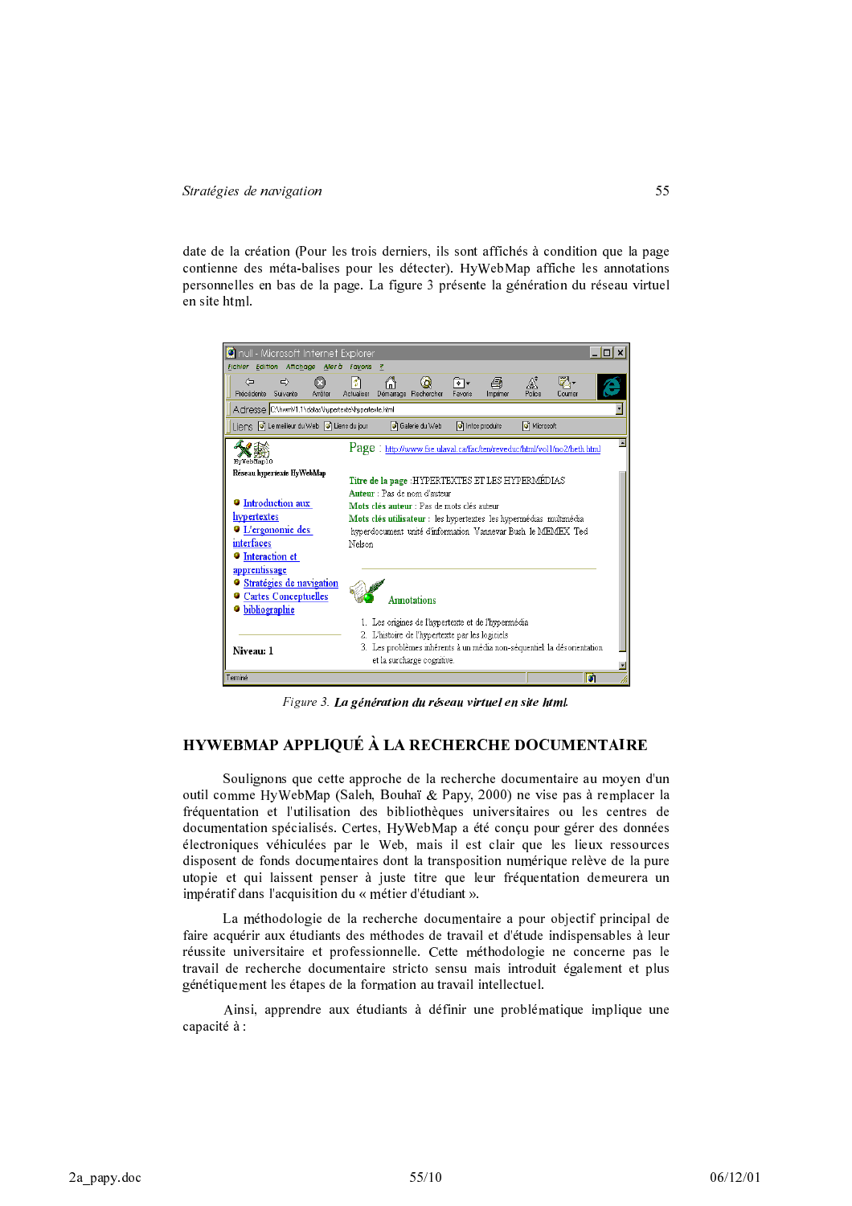date de la création (Pour les trois derniers, ils sont affichés à condition que la page contienne des méta-balises pour les détecter). HyWebMap affiche les annotations personnelles en bas de la page. La figure 3 présente la génération du réseau virtuel en site html.

*Figure 3.* ***La génération du réseau virtuel en site html.***

## HYWEBMAP APPLIQUÉ À LA RECHERCHE DOCUMENTAIRE

Soulignons que cette approche de la recherche documentaire au moyen d'un outil comme HyWebMap (Saleh, Bouhaï & Papy, 2000) ne vise pas à remplacer la fréquentation et l'utilisation des bibliothèques universitaires ou les centres de documentation spécialisés. Certes, HyWebMap a été conçu pour gérer des données électroniques véhiculées par le Web, mais il est clair que les lieux ressources disposent de fonds documentaires dont la transposition numérique relève de la pure utopie et qui laissent penser à juste titre que leur fréquentation demeurera un impératif dans l'acquisition du « métier d'étudiant ».

La méthodologie de la recherche documentaire a pour objectif principal de faire acquérir aux étudiants des méthodes de travail et d'étude indispensables à leur réussite universitaire et professionnelle. Cette méthodologie ne concerne pas le travail de recherche documentaire stricto sensu mais introduit également et plus génétiquement les étapes de la formation au travail intellectuel.

Ainsi, apprendre aux étudiants à définir une problématique implique une capacité à :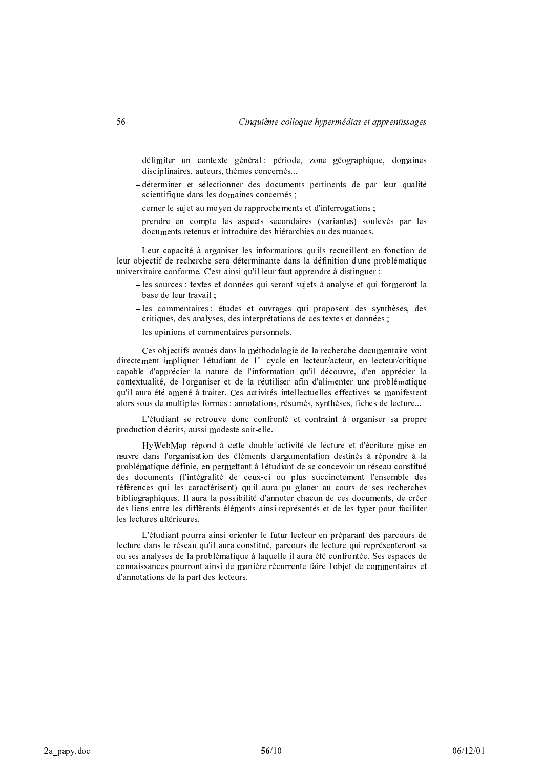– délimiter un contexte général : période, zone géographique, domaines disciplinaires, auteurs, thèmes concernés...
– déterminer et sélectionner des documents pertinents de par leur qualité scientifique dans les domaines concernés ;
– cerner le sujet au moyen de rapprochements et d'interrogations ;
– prendre en compte les aspects secondaires (variantes) soulevés par les documents retenus et introduire des hiérarchies ou des nuances.

Leur capacité à organiser les informations qu'ils recueillent en fonction de leur objectif de recherche sera déterminante dans la définition d'une problématique universitaire conforme. C'est ainsi qu'il leur faut apprendre à distinguer :

– les sources : textes et données qui seront sujets à analyse et qui formeront la base de leur travail ;
– les commentaires : études et ouvrages qui proposent des synthèses, des critiques, des analyses, des interprétations de ces textes et données ;
– les opinions et commentaires personnels.

Ces objectifs avoués dans la méthodologie de la recherche documentaire vont directement impliquer l'étudiant de 1[er] cycle en lecteur/acteur, en lecteur/critique capable d'apprécier la nature de l'information qu'il découvre, d'en apprécier la contextualité, de l'organiser et de la réutiliser afin d'alimenter une problématique qu'il aura été amené à traiter. Ces activités intellectuelles effectives se manifestent alors sous de multiples formes : annotations, résumés, synthèses, fiches de lecture...

L'étudiant se retrouve donc confronté et contraint à organiser sa propre production d'écrits, aussi modeste soit-elle.

HyWebMap répond à cette double activité de lecture et d'écriture mise en œuvre dans l'organisation des éléments d'argumentation destinés à répondre à la problématique définie, en permettant à l'étudiant de se concevoir un réseau constitué des documents (l'intégralité de ceux-ci ou plus succinctement l'ensemble des références qui les caractérisent) qu'il aura pu glaner au cours de ses recherches bibliographiques. Il aura la possibilité d'annoter chacun de ces documents, de créer des liens entre les différents éléments ainsi représentés et de les typer pour faciliter les lectures ultérieures.

L'étudiant pourra ainsi orienter le futur lecteur en préparant des parcours de lecture dans le réseau qu'il aura constitué, parcours de lecture qui représenteront sa ou ses analyses de la problématique à laquelle il aura été confrontée. Ses espaces de connaissances pourront ainsi de manière récurrente faire l'objet de commentaires et d'annotations de la part des lecteurs.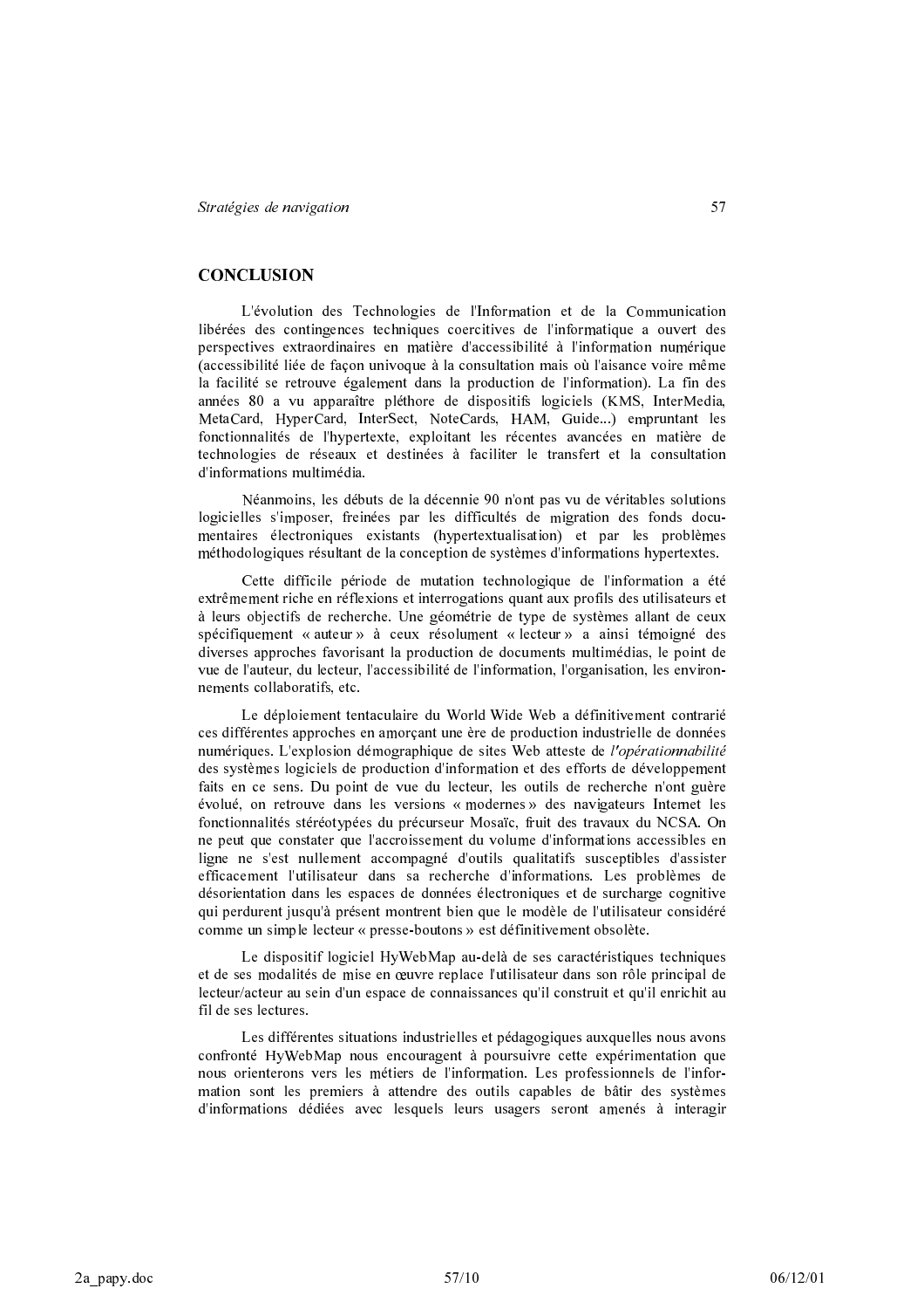## CONCLUSION

L'évolution des Technologies de l'Information et de la Communication libérées des contingences techniques coercitives de l'informatique a ouvert des perspectives extraordinaires en matière d'accessibilité à l'information numérique (accessibilité liée de façon univoque à la consultation mais où l'aisance voire même la facilité se retrouve également dans la production de l'information). La fin des années 80 a vu apparaître pléthore de dispositifs logiciels (KMS, InterMedia, MetaCard, HyperCard, InterSect, NoteCards, HAM, Guide...) empruntant les fonctionnalités de l'hypertexte, exploitant les récentes avancées en matière de technologies de réseaux et destinées à faciliter le transfert et la consultation d'informations multimédia.

Néanmoins, les débuts de la décennie 90 n'ont pas vu de véritables solutions logicielles s'imposer, freinées par les difficultés de migration des fonds documentaires électroniques existants (hypertextualisation) et par les problèmes méthodologiques résultant de la conception de systèmes d'informations hypertextes.

Cette difficile période de mutation technologique de l'information a été extrêmement riche en réflexions et interrogations quant aux profils des utilisateurs et à leurs objectifs de recherche. Une géométrie de type de systèmes allant de ceux spécifiquement « auteur » à ceux résolument « lecteur » a ainsi témoigné des diverses approches favorisant la production de documents multimédias, le point de vue de l'auteur, du lecteur, l'accessibilité de l'information, l'organisation, les environnements collaboratifs, etc.

Le déploiement tentaculaire du World Wide Web a définitivement contrarié ces différentes approches en amorçant une ère de production industrielle de données numériques. L'explosion démographique de sites Web atteste de *l'opérationnabilité* des systèmes logiciels de production d'information et des efforts de développement faits en ce sens. Du point de vue du lecteur, les outils de recherche n'ont guère évolué, on retrouve dans les versions « modernes » des navigateurs Internet les fonctionnalités stéréotypées du précurseur Mosaïc, fruit des travaux du NCSA. On ne peut que constater que l'accroissement du volume d'informations accessibles en ligne ne s'est nullement accompagné d'outils qualitatifs susceptibles d'assister efficacement l'utilisateur dans sa recherche d'informations. Les problèmes de désorientation dans les espaces de données électroniques et de surcharge cognitive qui perdurent jusqu'à présent montrent bien que le modèle de l'utilisateur considéré comme un simple lecteur « presse-boutons » est définitivement obsolète.

Le dispositif logiciel HyWebMap au-delà de ses caractéristiques techniques et de ses modalités de mise en œuvre replace l'utilisateur dans son rôle principal de lecteur/acteur au sein d'un espace de connaissances qu'il construit et qu'il enrichit au fil de ses lectures.

Les différentes situations industrielles et pédagogiques auxquelles nous avons confronté HyWebMap nous encouragent à poursuivre cette expérimentation que nous orienterons vers les métiers de l'information. Les professionnels de l'information sont les premiers à attendre des outils capables de bâtir des systèmes d'informations dédiées avec lesquels leurs usagers seront amenés à interagir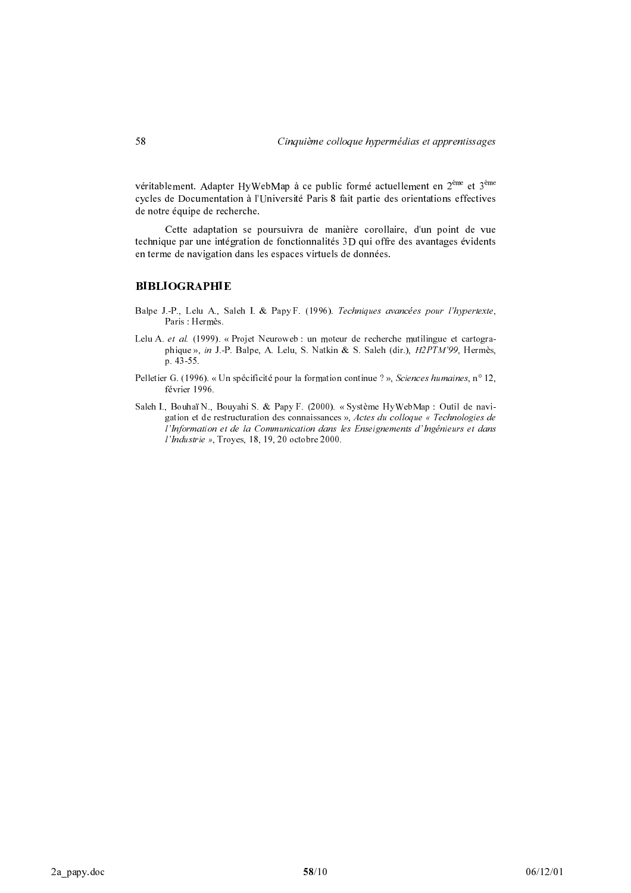véritablement. Adapter HyWebMap à ce public formé actuellement en 2ème et 3ème cycles de Documentation à l'Université Paris 8 fait partie des orientations effectives de notre équipe de recherche.

Cette adaptation se poursuivra de manière corollaire, d'un point de vue technique par une intégration de fonctionnalités 3D qui offre des avantages évidents en terme de navigation dans les espaces virtuels de données.

## BIBLIOGRAPHIE

Balpe J.-P., Lelu A., Saleh I. & Papy F. (1996). *Techniques avancées pour l'hypertexte*, Paris : Hermès.

Lelu A. *et al.* (1999). « Projet Neuroweb : un moteur de recherche mutilingue et cartographique », *in* J.-P. Balpe, A. Lelu, S. Natkin & S. Saleh (dir.), *H2PTM'99*, Hermès, p. 43-55.

Pelletier G. (1996). « Un spécificité pour la formation continue ? », *Sciences humaines*, n° 12, février 1996.

Saleh I., Bouhaï N., Bouyahi S. & Papy F. (2000). « Système HyWebMap : Outil de navigation et de restructuration des connaissances », *Actes du colloque « Technologies de l'Information et de la Communication dans les Enseignements d'Ingénieurs et dans l'Industrie »*, Troyes, 18, 19, 20 octobre 2000.